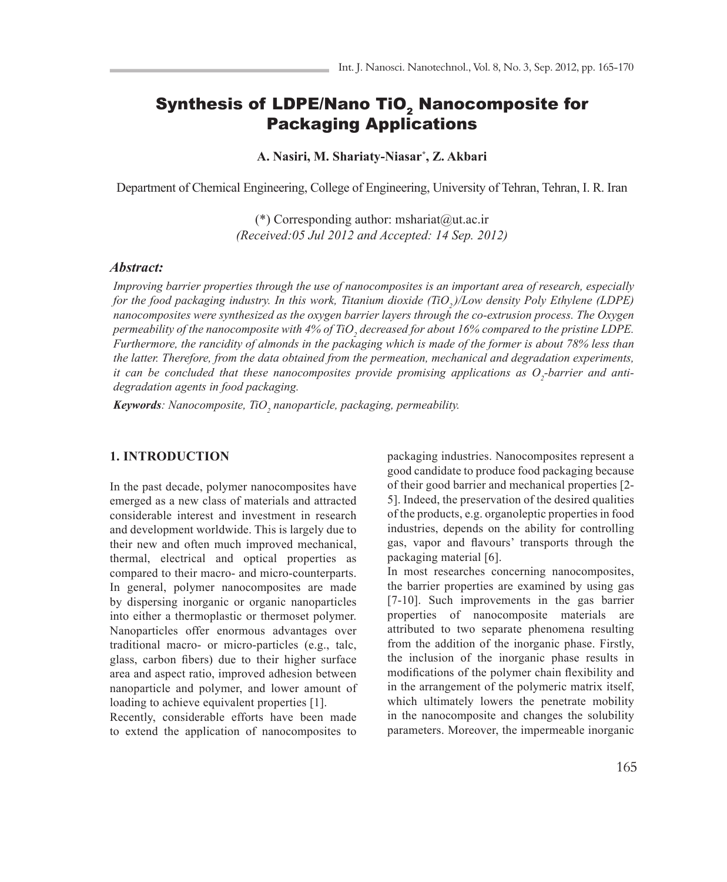# Synthesis of LDPE/Nano $TiO_2$ Nanocomposite for Packaging Applications

**A. Nasiri, M. Shariaty-Niasar*, Z. Akbari**

Department of Chemical Engineering, College of Engineering, University of Tehran, Tehran, I. R. Iran

(*) Corresponding author: mshariat@ut.ac.ir
*(Received:05 Jul 2012 and Accepted: 14 Sep. 2012)*

### *Abstract:*

*Improving barrier properties through the use of nanocomposites is an important area of research, especially for the food packaging industry. In this work, Titanium dioxide ($TiO_2$)/Low density Poly Ethylene (LDPE) nanocomposites were synthesized as the oxygen barrier layers through the co-extrusion process. The Oxygen permeability of the nanocomposite with 4% of $TiO_2$ decreased for about 16% compared to the pristine LDPE. Furthermore, the rancidity of almonds in the packaging which is made of the former is about 78% less than the latter. Therefore, from the data obtained from the permeation, mechanical and degradation experiments, it can be concluded that these nanocomposites provide promising applications as $O_2$-barrier and anti-degradation agents in food packaging.*

***Keywords***: *Nanocomposite, $TiO_2$ nanoparticle, packaging, permeability.*

## 1. INTRODUCTION

In the past decade, polymer nanocomposites have emerged as a new class of materials and attracted considerable interest and investment in research and development worldwide. This is largely due to their new and often much improved mechanical, thermal, electrical and optical properties as compared to their macro- and micro-counterparts. In general, polymer nanocomposites are made by dispersing inorganic or organic nanoparticles into either a thermoplastic or thermoset polymer. Nanoparticles offer enormous advantages over traditional macro- or micro-particles (e.g., talc, glass, carbon fibers) due to their higher surface area and aspect ratio, improved adhesion between nanoparticle and polymer, and lower amount of loading to achieve equivalent properties [1].

Recently, considerable efforts have been made to extend the application of nanocomposites to packaging industries. Nanocomposites represent a good candidate to produce food packaging because of their good barrier and mechanical properties [2-5]. Indeed, the preservation of the desired qualities of the products, e.g. organoleptic properties in food industries, depends on the ability for controlling gas, vapor and flavours' transports through the packaging material [6].

In most researches concerning nanocomposites, the barrier properties are examined by using gas [7-10]. Such improvements in the gas barrier properties of nanocomposite materials are attributed to two separate phenomena resulting from the addition of the inorganic phase. Firstly, the inclusion of the inorganic phase results in modifications of the polymer chain flexibility and in the arrangement of the polymeric matrix itself, which ultimately lowers the penetrate mobility in the nanocomposite and changes the solubility parameters. Moreover, the impermeable inorganic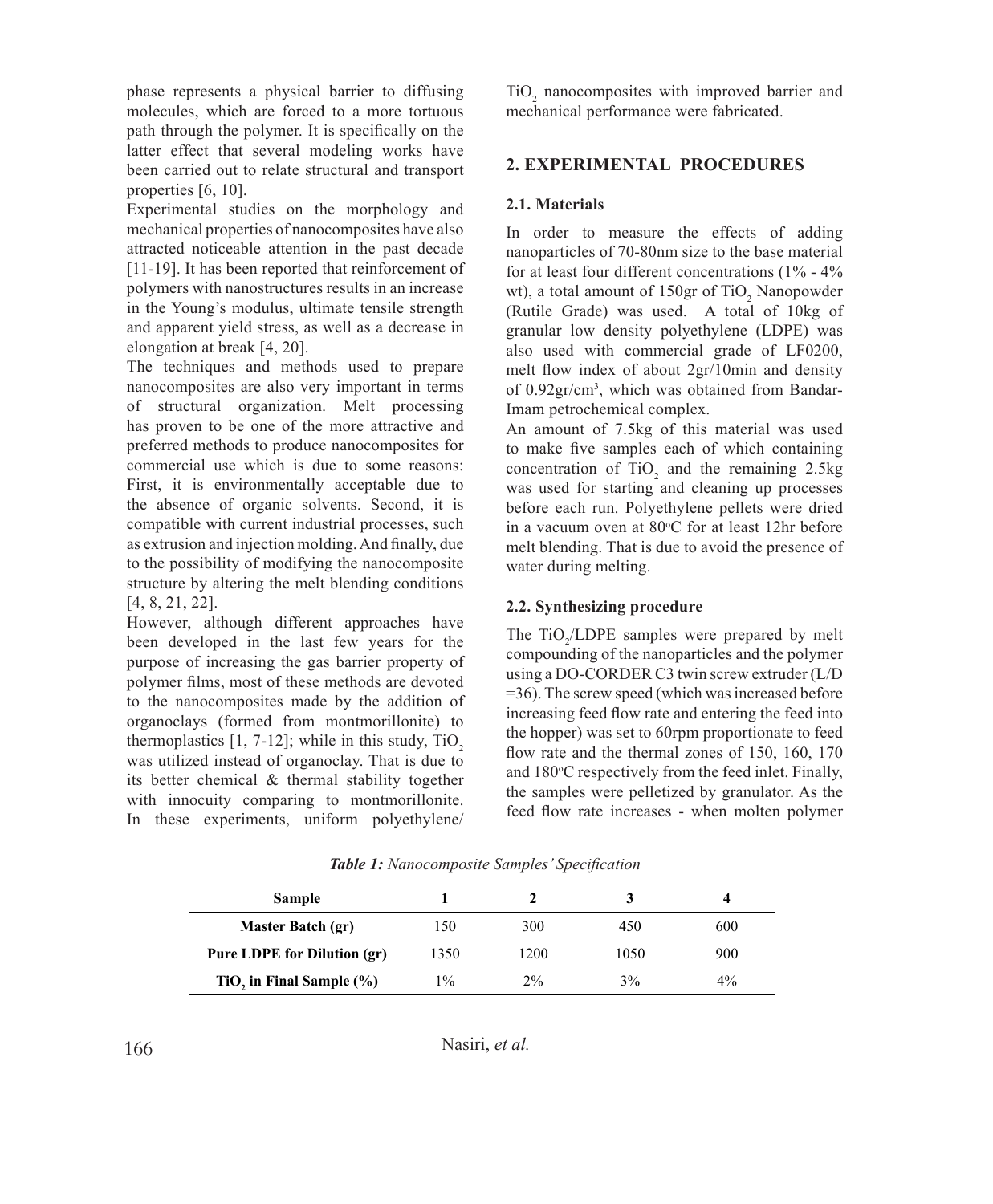phase represents a physical barrier to diffusing molecules, which are forced to a more tortuous path through the polymer. It is specifically on the latter effect that several modeling works have been carried out to relate structural and transport properties [6, 10].

Experimental studies on the morphology and mechanical properties of nanocomposites have also attracted noticeable attention in the past decade [11-19]. It has been reported that reinforcement of polymers with nanostructures results in an increase in the Young's modulus, ultimate tensile strength and apparent yield stress, as well as a decrease in elongation at break [4, 20].

The techniques and methods used to prepare nanocomposites are also very important in terms of structural organization. Melt processing has proven to be one of the more attractive and preferred methods to produce nanocomposites for commercial use which is due to some reasons: First, it is environmentally acceptable due to the absence of organic solvents. Second, it is compatible with current industrial processes, such as extrusion and injection molding. And finally, due to the possibility of modifying the nanocomposite structure by altering the melt blending conditions [4, 8, 21, 22].

However, although different approaches have been developed in the last few years for the purpose of increasing the gas barrier property of polymer films, most of these methods are devoted to the nanocomposites made by the addition of organoclays (formed from montmorillonite) to thermoplastics [1, 7-12]; while in this study, $TiO_2$ was utilized instead of organoclay. That is due to its better chemical & thermal stability together with innocuity comparing to montmorillonite. In these experiments, uniform polyethylene/$TiO_2$ nanocomposites with improved barrier and mechanical performance were fabricated.

## 2. EXPERIMENTAL PROCEDURES

### 2.1. Materials

In order to measure the effects of adding nanoparticles of 70-80nm size to the base material for at least four different concentrations (1% - 4% wt), a total amount of 150gr of $TiO_2$ Nanopowder (Rutile Grade) was used. A total of 10kg of granular low density polyethylene (LDPE) was also used with commercial grade of LF0200, melt flow index of about 2gr/10min and density of 0.92gr/cm$^3$, which was obtained from Bandar-Imam petrochemical complex.

An amount of 7.5kg of this material was used to make five samples each of which containing concentration of $TiO_2$ and the remaining 2.5kg was used for starting and cleaning up processes before each run. Polyethylene pellets were dried in a vacuum oven at 80°C for at least 12hr before melt blending. That is due to avoid the presence of water during melting.

### 2.2. Synthesizing procedure

The $TiO_2$/LDPE samples were prepared by melt compounding of the nanoparticles and the polymer using a DO-CORDER C3 twin screw extruder (L/D =36). The screw speed (which was increased before increasing feed flow rate and entering the feed into the hopper) was set to 60rpm proportionate to feed flow rate and the thermal zones of 150, 160, 170 and 180°C respectively from the feed inlet. Finally, the samples were pelletized by granulator. As the feed flow rate increases - when molten polymer

***Table 1:*** *Nanocomposite Samples' Specification*

| Sample | 1 | 2 | 3 | 4 |
|---|---|---|---|---|
| **Master Batch (gr)** | 150 | 300 | 450 | 600 |
| **Pure LDPE for Dilution (gr)** | 1350 | 1200 | 1050 | 900 |
| **$TiO_2$ in Final Sample (%)** | 1% | 2% | 3% | 4% |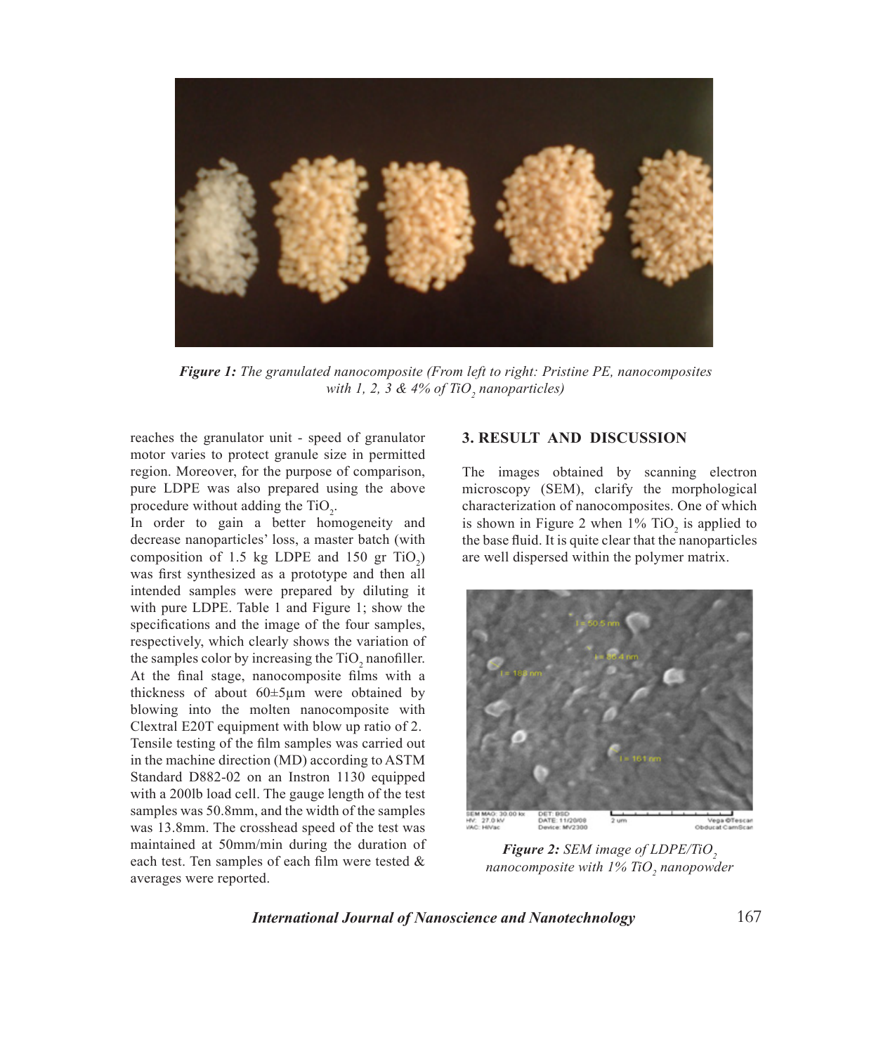*Figure 1: The granulated nanocomposite (From left to right: Pristine PE, nanocomposites with 1, 2, 3 & 4% of $TiO_2$ nanoparticles)*

reaches the granulator unit - speed of granulator motor varies to protect granule size in permitted region. Moreover, for the purpose of comparison, pure LDPE was also prepared using the above procedure without adding the $TiO_2$.

In order to gain a better homogeneity and decrease nanoparticles' loss, a master batch (with composition of 1.5 kg LDPE and 150 gr $TiO_2$) was first synthesized as a prototype and then all intended samples were prepared by diluting it with pure LDPE. Table 1 and Figure 1; show the specifications and the image of the four samples, respectively, which clearly shows the variation of the samples color by increasing the $TiO_2$ nanofiller.

At the final stage, nanocomposite films with a thickness of about 60±5μm were obtained by blowing into the molten nanocomposite with Clextral E20T equipment with blow up ratio of 2.

Tensile testing of the film samples was carried out in the machine direction (MD) according to ASTM Standard D882-02 on an Instron 1130 equipped with a 200lb load cell. The gauge length of the test samples was 50.8mm, and the width of the samples was 13.8mm. The crosshead speed of the test was maintained at 50mm/min during the duration of each test. Ten samples of each film were tested & averages were reported.

## 3. RESULT AND DISCUSSION

The images obtained by scanning electron microscopy (SEM), clarify the morphological characterization of nanocomposites. One of which is shown in Figure 2 when 1% $TiO_2$ is applied to the base fluid. It is quite clear that the nanoparticles are well dispersed within the polymer matrix.

*Figure 2: SEM image of LDPE/$TiO_2$ nanocomposite with 1% $TiO_2$ nanopowder*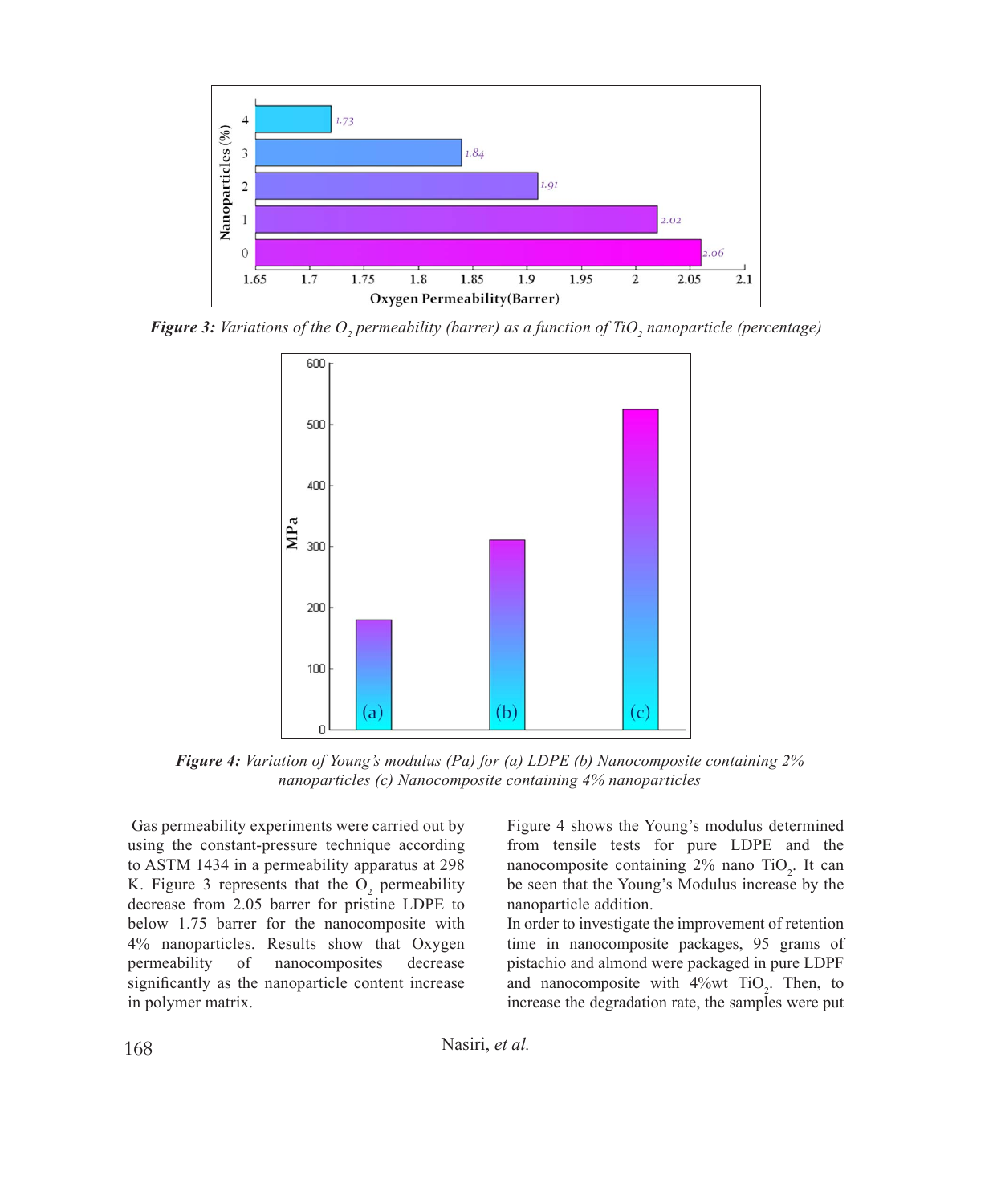*Figure 3:* *Variations of the $O_2$ permeability (barrer) as a function of $TiO_2$ nanoparticle (percentage)*

*Figure 4:* *Variation of Young's modulus (Pa) for (a) LDPE (b) Nanocomposite containing 2% nanoparticles (c) Nanocomposite containing 4% nanoparticles*

Gas permeability experiments were carried out by using the constant-pressure technique according to ASTM 1434 in a permeability apparatus at 298 K. Figure 3 represents that the $O_2$ permeability decrease from 2.05 barrer for pristine LDPE to below 1.75 barrer for the nanocomposite with 4% nanoparticles. Results show that Oxygen permeability of nanocomposites decrease significantly as the nanoparticle content increase in polymer matrix.

Figure 4 shows the Young's modulus determined from tensile tests for pure LDPE and the nanocomposite containing 2% nano $TiO_2$. It can be seen that the Young's Modulus increase by the nanoparticle addition.

In order to investigate the improvement of retention time in nanocomposite packages, 95 grams of pistachio and almond were packaged in pure LDPF and nanocomposite with 4%wt $TiO_2$. Then, to increase the degradation rate, the samples were put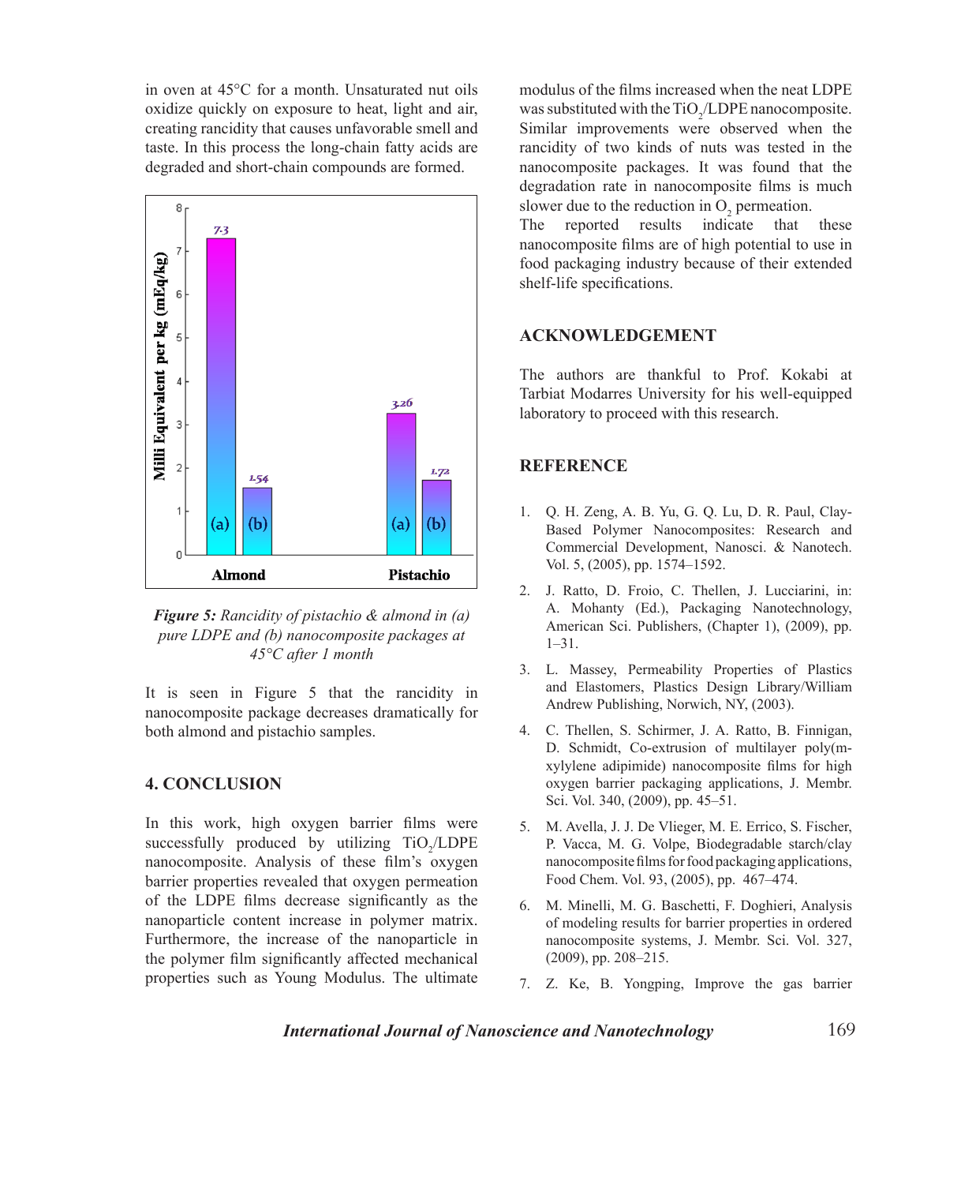in oven at 45°C for a month. Unsaturated nut oils oxidize quickly on exposure to heat, light and air, creating rancidity that causes unfavorable smell and taste. In this process the long-chain fatty acids are degraded and short-chain compounds are formed.

*Figure 5:* *Rancidity of pistachio & almond in (a) pure LDPE and (b) nanocomposite packages at 45°C after 1 month*

It is seen in Figure 5 that the rancidity in nanocomposite package decreases dramatically for both almond and pistachio samples.

## 4. CONCLUSION

In this work, high oxygen barrier films were successfully produced by utilizing $TiO_2$/LDPE nanocomposite. Analysis of these film's oxygen barrier properties revealed that oxygen permeation of the LDPE films decrease significantly as the nanoparticle content increase in polymer matrix. Furthermore, the increase of the nanoparticle in the polymer film significantly affected mechanical properties such as Young Modulus. The ultimate modulus of the films increased when the neat LDPE was substituted with the $TiO_2$/LDPE nanocomposite. Similar improvements were observed when the rancidity of two kinds of nuts was tested in the nanocomposite packages. It was found that the degradation rate in nanocomposite films is much slower due to the reduction in $O_2$ permeation.

The reported results indicate that these nanocomposite films are of high potential to use in food packaging industry because of their extended shelf-life specifications.

## ACKNOWLEDGEMENT

The authors are thankful to Prof. Kokabi at Tarbiat Modarres University for his well-equipped laboratory to proceed with this research.

## REFERENCE

1. Q. H. Zeng, A. B. Yu, G. Q. Lu, D. R. Paul, Clay-Based Polymer Nanocomposites: Research and Commercial Development, Nanosci. & Nanotech. Vol. 5, (2005), pp. 1574–1592.
2. J. Ratto, D. Froio, C. Thellen, J. Lucciarini, in: A. Mohanty (Ed.), Packaging Nanotechnology, American Sci. Publishers, (Chapter 1), (2009), pp. 1–31.
3. L. Massey, Permeability Properties of Plastics and Elastomers, Plastics Design Library/William Andrew Publishing, Norwich, NY, (2003).
4. C. Thellen, S. Schirmer, J. A. Ratto, B. Finnigan, D. Schmidt, Co-extrusion of multilayer poly(m-xylylene adipimide) nanocomposite films for high oxygen barrier packaging applications, J. Membr. Sci. Vol. 340, (2009), pp. 45–51.
5. M. Avella, J. J. De Vlieger, M. E. Errico, S. Fischer, P. Vacca, M. G. Volpe, Biodegradable starch/clay nanocomposite films for food packaging applications, Food Chem. Vol. 93, (2005), pp. 467–474.
6. M. Minelli, M. G. Baschetti, F. Doghieri, Analysis of modeling results for barrier properties in ordered nanocomposite systems, J. Membr. Sci. Vol. 327, (2009), pp. 208–215.
7. Z. Ke, B. Yongping, Improve the gas barrier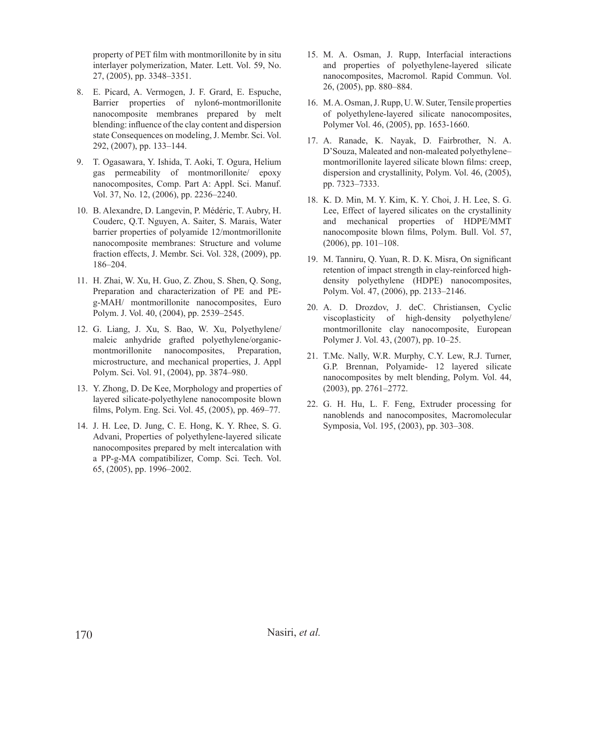property of PET film with montmorillonite by in situ interlayer polymerization, Mater. Lett. Vol. 59, No. 27, (2005), pp. 3348–3351.

8. E. Picard, A. Vermogen, J. F. Grard, E. Espuche, Barrier properties of nylon6-montmorillonite nanocomposite membranes prepared by melt blending: influence of the clay content and dispersion state Consequences on modeling, J. Membr. Sci. Vol. 292, (2007), pp. 133–144.

9. T. Ogasawara, Y. Ishida, T. Aoki, T. Ogura, Helium gas permeability of montmorillonite/ epoxy nanocomposites, Comp. Part A: Appl. Sci. Manuf. Vol. 37, No. 12, (2006), pp. 2236–2240.

10. B. Alexandre, D. Langevin, P. Médéric, T. Aubry, H. Couderc, Q.T. Nguyen, A. Saiter, S. Marais, Water barrier properties of polyamide 12/montmorillonite nanocomposite membranes: Structure and volume fraction effects, J. Membr. Sci. Vol. 328, (2009), pp. 186–204.

11. H. Zhai, W. Xu, H. Guo, Z. Zhou, S. Shen, Q. Song, Preparation and characterization of PE and PE-g-MAH/ montmorillonite nanocomposites, Euro Polym. J. Vol. 40, (2004), pp. 2539–2545.

12. G. Liang, J. Xu, S. Bao, W. Xu, Polyethylene/ maleic anhydride grafted polyethylene/organic-montmorillonite nanocomposites, Preparation, microstructure, and mechanical properties, J. Appl Polym. Sci. Vol. 91, (2004), pp. 3874–980.

13. Y. Zhong, D. De Kee, Morphology and properties of layered silicate-polyethylene nanocomposite blown films, Polym. Eng. Sci. Vol. 45, (2005), pp. 469–77.

14. J. H. Lee, D. Jung, C. E. Hong, K. Y. Rhee, S. G. Advani, Properties of polyethylene-layered silicate nanocomposites prepared by melt intercalation with a PP-g-MA compatibilizer, Comp. Sci. Tech. Vol. 65, (2005), pp. 1996–2002.

15. M. A. Osman, J. Rupp, Interfacial interactions and properties of polyethylene-layered silicate nanocomposites, Macromol. Rapid Commun. Vol. 26, (2005), pp. 880–884.

16. M. A. Osman, J. Rupp, U. W. Suter, Tensile properties of polyethylene-layered silicate nanocomposites, Polymer Vol. 46, (2005), pp. 1653-1660.

17. A. Ranade, K. Nayak, D. Fairbrother, N. A. D'Souza, Maleated and non-maleated polyethylene–montmorillonite layered silicate blown films: creep, dispersion and crystallinity, Polym. Vol. 46, (2005), pp. 7323–7333.

18. K. D. Min, M. Y. Kim, K. Y. Choi, J. H. Lee, S. G. Lee, Effect of layered silicates on the crystallinity and mechanical properties of HDPE/MMT nanocomposite blown films, Polym. Bull. Vol. 57, (2006), pp. 101–108.

19. M. Tanniru, Q. Yuan, R. D. K. Misra, On significant retention of impact strength in clay-reinforced high-density polyethylene (HDPE) nanocomposites, Polym. Vol. 47, (2006), pp. 2133–2146.

20. A. D. Drozdov, J. deC. Christiansen, Cyclic viscoplasticity of high-density polyethylene/ montmorillonite clay nanocomposite, European Polymer J. Vol. 43, (2007), pp. 10–25.

21. T.Mc. Nally, W.R. Murphy, C.Y. Lew, R.J. Turner, G.P. Brennan, Polyamide- 12 layered silicate nanocomposites by melt blending, Polym. Vol. 44, (2003), pp. 2761–2772.

22. G. H. Hu, L. F. Feng, Extruder processing for nanoblends and nanocomposites, Macromolecular Symposia, Vol. 195, (2003), pp. 303–308.